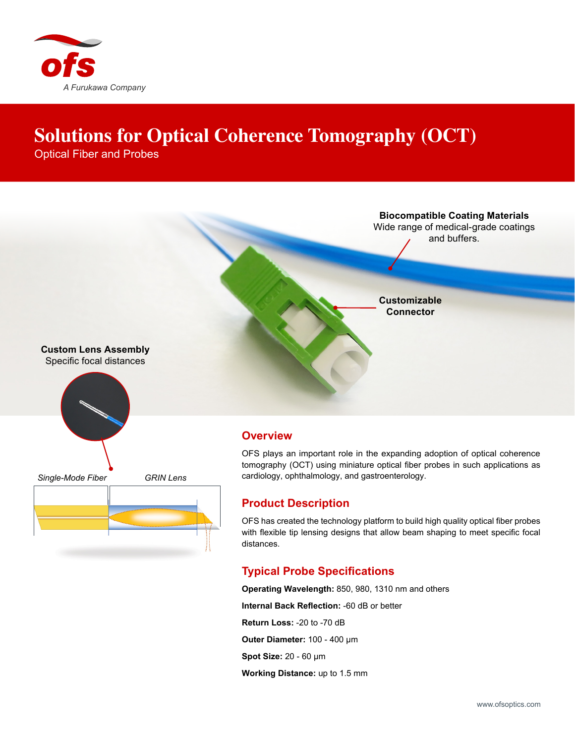ofs

*A Furukawa Company*

# Solutions for Optical Coherence Tomography (OCT)

Optical Fiber and Probes

**Biocompatible Coating Materials**
Wide range of medical-grade coatings and buffers.

**Customizable Connector**

**Custom Lens Assembly**
Specific focal distances

*Single-Mode Fiber* *GRIN Lens*

## Overview

OFS plays an important role in the expanding adoption of optical coherence tomography (OCT) using miniature optical fiber probes in such applications as cardiology, ophthalmology, and gastroenterology.

## Product Description

OFS has created the technology platform to build high quality optical fiber probes with flexible tip lensing designs that allow beam shaping to meet specific focal distances.

## Typical Probe Specifications

**Operating Wavelength:** 850, 980, 1310 nm and others

**Internal Back Reflection:** -60 dB or better

**Return Loss:** -20 to -70 dB

**Outer Diameter:** 100 - 400 µm

**Spot Size:** 20 - 60 µm

**Working Distance:** up to 1.5 mm

www.ofsoptics.com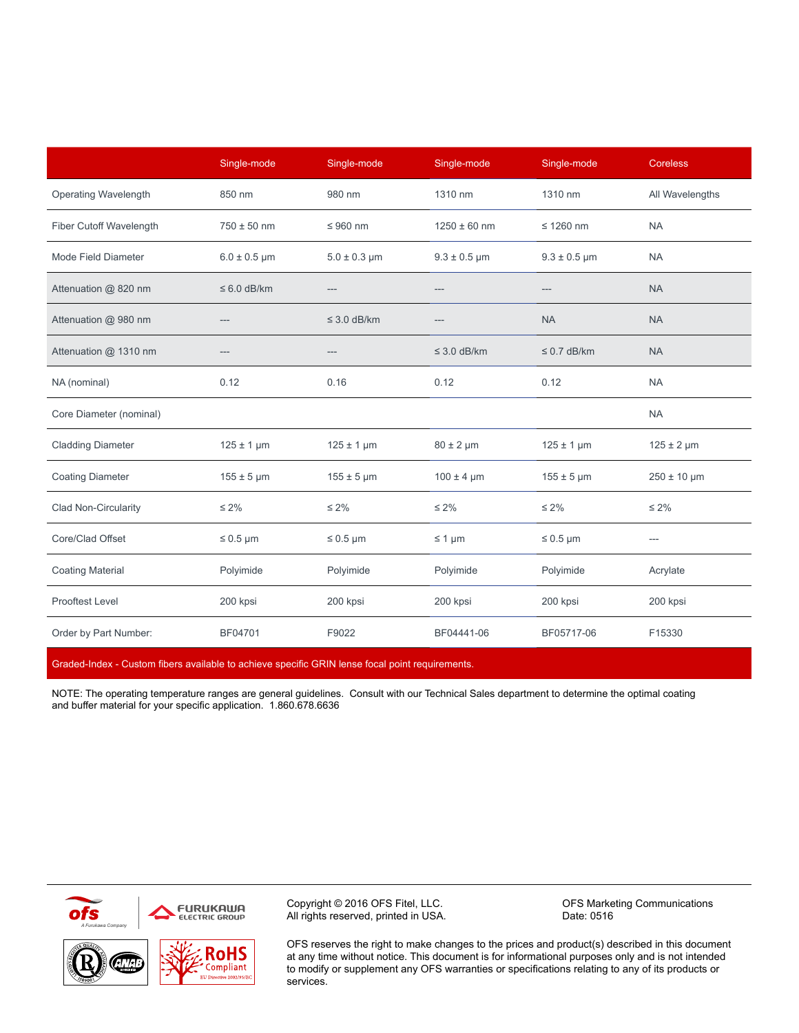| | Single-mode | Single-mode | Single-mode | Single-mode | Coreless |
|---|---|---|---|---|---|
| Operating Wavelength | 850 nm | 980 nm | 1310 nm | 1310 nm | All Wavelengths |
| Fiber Cutoff Wavelength | 750 ± 50 nm | ≤ 960 nm | 1250 ± 60 nm | ≤ 1260 nm | NA |
| Mode Field Diameter | 6.0 ± 0.5 µm | 5.0 ± 0.3 µm | 9.3 ± 0.5 µm | 9.3 ± 0.5 µm | NA |
| Attenuation @ 820 nm | ≤ 6.0 dB/km | --- | --- | --- | NA |
| Attenuation @ 980 nm | --- | ≤ 3.0 dB/km | --- | NA | NA |
| Attenuation @ 1310 nm | --- | --- | ≤ 3.0 dB/km | ≤ 0.7 dB/km | NA |
| NA (nominal) | 0.12 | 0.16 | 0.12 | 0.12 | NA |
| Core Diameter (nominal) | | | | | NA |
| Cladding Diameter | 125 ± 1 µm | 125 ± 1 µm | 80 ± 2 µm | 125 ± 1 µm | 125 ± 2 µm |
| Coating Diameter | 155 ± 5 µm | 155 ± 5 µm | 100 ± 4 µm | 155 ± 5 µm | 250 ± 10 µm |
| Clad Non-Circularity | ≤ 2% | ≤ 2% | ≤ 2% | ≤ 2% | ≤ 2% |
| Core/Clad Offset | ≤ 0.5 µm | ≤ 0.5 µm | ≤ 1 µm | ≤ 0.5 µm | --- |
| Coating Material | Polyimide | Polyimide | Polyimide | Polyimide | Acrylate |
| Prooftest Level | 200 kpsi | 200 kpsi | 200 kpsi | 200 kpsi | 200 kpsi |
| Order by Part Number: | BF04701 | F9022 | BF04441-06 | BF05717-06 | F15330 |

Graded-Index - Custom fibers available to achieve specific GRIN lense focal point requirements.

NOTE: The operating temperature ranges are general guidelines. Consult with our Technical Sales department to determine the optimal coating and buffer material for your specific application. 1.860.678.6636

ofs A Furukawa Company

FURUKAWA ELECTRIC GROUP

RoHS Compliant EU Directive 2002/95/EC

Copyright © 2016 OFS Fitel, LLC.
All rights reserved, printed in USA.

OFS Marketing Communications
Date: 0516

OFS reserves the right to make changes to the prices and product(s) described in this document at any time without notice. This document is for informational purposes only and is not intended to modify or supplement any OFS warranties or specifications relating to any of its products or services.